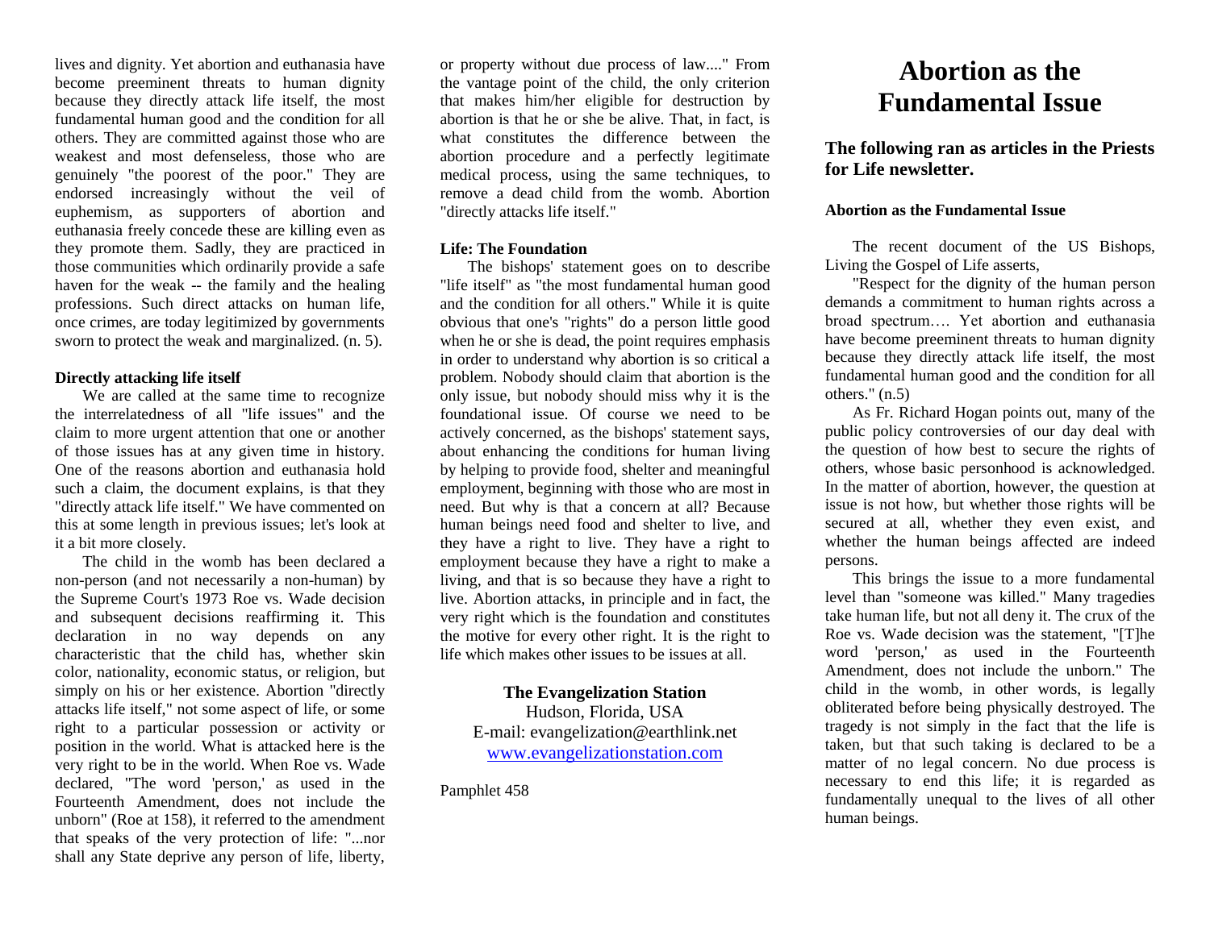# Abortion as the Fundamental Issue

## The following ran as articles in the Priests for Life newsletter.

### Abortion as the Fundamental Issue

The recent document of the US Bishops, Living the Gospel of Life asserts,

"Respect for the dignity of the human person demands a commitment to human rights across a broad spectrum…. Yet abortion and euthanasia have become preeminent threats to human dignity because they directly attack life itself, the most fundamental human good and the condition for all others." (n.5)

As Fr. Richard Hogan points out, many of the public policy controversies of our day deal with the question of how best to secure the rights of others, whose basic personhood is acknowledged. In the matter of abortion, however, the question at issue is not how, but whether those rights will be secured at all, whether they even exist, and whether the human beings affected are indeed persons.

This brings the issue to a more fundamental level than "someone was killed." Many tragedies take human life, but not all deny it. The crux of the Roe vs. Wade decision was the statement, "[T]he word 'person,' as used in the Fourteenth Amendment, does not include the unborn." The child in the womb, in other words, is legally obliterated before being physically destroyed. The tragedy is not simply in the fact that the life is taken, but that such taking is declared to be a matter of no legal concern. No due process is necessary to end this life; it is regarded as fundamentally unequal to the lives of all other human beings.

lives and dignity. Yet abortion and euthanasia have become preeminent threats to human dignity because they directly attack life itself, the most fundamental human good and the condition for all others. They are committed against those who are weakest and most defenseless, those who are genuinely "the poorest of the poor." They are endorsed increasingly without the veil of euphemism, as supporters of abortion and euthanasia freely concede these are killing even as they promote them. Sadly, they are practiced in those communities which ordinarily provide a safe haven for the weak -- the family and the healing professions. Such direct attacks on human life, once crimes, are today legitimized by governments sworn to protect the weak and marginalized. (n. 5).

**Directly attacking life itself**

We are called at the same time to recognize the interrelatedness of all "life issues" and the claim to more urgent attention that one or another of those issues has at any given time in history. One of the reasons abortion and euthanasia hold such a claim, the document explains, is that they "directly attack life itself." We have commented on this at some length in previous issues; let's look at it a bit more closely.

The child in the womb has been declared a non-person (and not necessarily a non-human) by the Supreme Court's 1973 Roe vs. Wade decision and subsequent decisions reaffirming it. This declaration in no way depends on any characteristic that the child has, whether skin color, nationality, economic status, or religion, but simply on his or her existence. Abortion "directly attacks life itself," not some aspect of life, or some right to a particular possession or activity or position in the world. What is attacked here is the very right to be in the world. When Roe vs. Wade declared, "The word 'person,' as used in the Fourteenth Amendment, does not include the unborn" (Roe at 158), it referred to the amendment that speaks of the very protection of life: "...nor shall any State deprive any person of life, liberty, or property without due process of law...." From the vantage point of the child, the only criterion that makes him/her eligible for destruction by abortion is that he or she be alive. That, in fact, is what constitutes the difference between the abortion procedure and a perfectly legitimate medical process, using the same techniques, to remove a dead child from the womb. Abortion "directly attacks life itself."

**Life: The Foundation**

The bishops' statement goes on to describe "life itself" as "the most fundamental human good and the condition for all others." While it is quite obvious that one's "rights" do a person little good when he or she is dead, the point requires emphasis in order to understand why abortion is so critical a problem. Nobody should claim that abortion is the only issue, but nobody should miss why it is the foundational issue. Of course we need to be actively concerned, as the bishops' statement says, about enhancing the conditions for human living by helping to provide food, shelter and meaningful employment, beginning with those who are most in need. But why is that a concern at all? Because human beings need food and shelter to live, and they have a right to live. They have a right to employment because they have a right to make a living, and that is so because they have a right to live. Abortion attacks, in principle and in fact, the very right which is the foundation and constitutes the motive for every other right. It is the right to life which makes other issues to be issues at all.

**The Evangelization Station**
Hudson, Florida, USA
E-mail: evangelization@earthlink.net
www.evangelizationstation.com

Pamphlet 458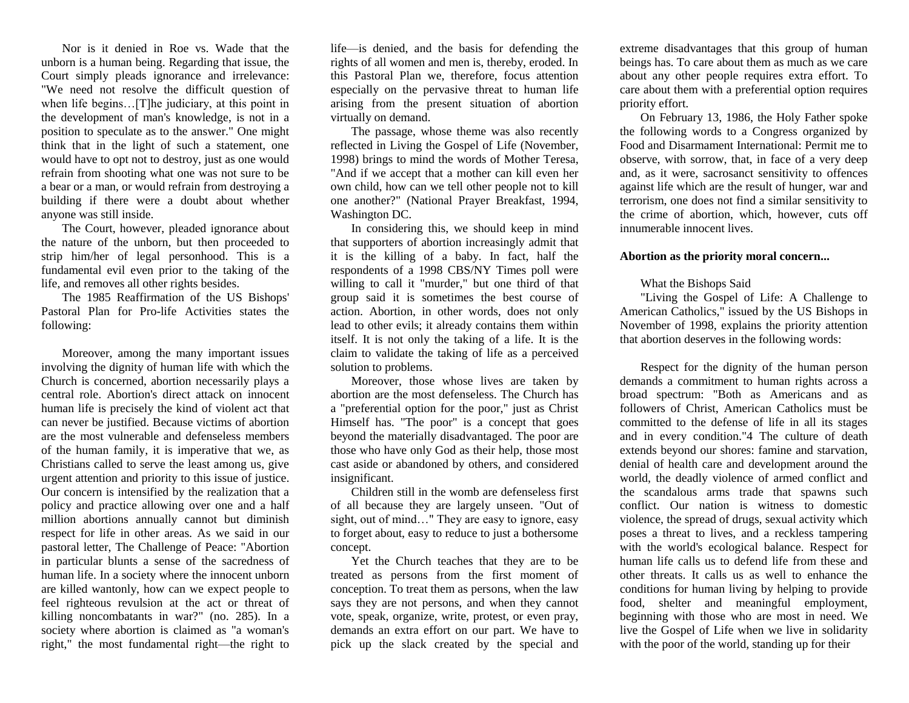Nor is it denied in Roe vs. Wade that the unborn is a human being. Regarding that issue, the Court simply pleads ignorance and irrelevance: "We need not resolve the difficult question of when life begins…[T]he judiciary, at this point in the development of man's knowledge, is not in a position to speculate as to the answer." One might think that in the light of such a statement, one would have to opt not to destroy, just as one would refrain from shooting what one was not sure to be a bear or a man, or would refrain from destroying a building if there were a doubt about whether anyone was still inside.

The Court, however, pleaded ignorance about the nature of the unborn, but then proceeded to strip him/her of legal personhood. This is a fundamental evil even prior to the taking of the life, and removes all other rights besides.

The 1985 Reaffirmation of the US Bishops' Pastoral Plan for Pro-life Activities states the following:

> Moreover, among the many important issues involving the dignity of human life with which the Church is concerned, abortion necessarily plays a central role. Abortion's direct attack on innocent human life is precisely the kind of violent act that can never be justified. Because victims of abortion are the most vulnerable and defenseless members of the human family, it is imperative that we, as Christians called to serve the least among us, give urgent attention and priority to this issue of justice. Our concern is intensified by the realization that a policy and practice allowing over one and a half million abortions annually cannot but diminish respect for life in other areas. As we said in our pastoral letter, The Challenge of Peace: "Abortion in particular blunts a sense of the sacredness of human life. In a society where the innocent unborn are killed wantonly, how can we expect people to feel righteous revulsion at the act or threat of killing noncombatants in war?" (no. 285). In a society where abortion is claimed as "a woman's right," the most fundamental right—the right to life—is denied, and the basis for defending the rights of all women and men is, thereby, eroded. In this Pastoral Plan we, therefore, focus attention especially on the pervasive threat to human life arising from the present situation of abortion virtually on demand.

The passage, whose theme was also recently reflected in Living the Gospel of Life (November, 1998) brings to mind the words of Mother Teresa, "And if we accept that a mother can kill even her own child, how can we tell other people not to kill one another?" (National Prayer Breakfast, 1994, Washington DC.

In considering this, we should keep in mind that supporters of abortion increasingly admit that it is the killing of a baby. In fact, half the respondents of a 1998 CBS/NY Times poll were willing to call it "murder," but one third of that group said it is sometimes the best course of action. Abortion, in other words, does not only lead to other evils; it already contains them within itself. It is not only the taking of a life. It is the claim to validate the taking of life as a perceived solution to problems.

Moreover, those whose lives are taken by abortion are the most defenseless. The Church has a "preferential option for the poor," just as Christ Himself has. "The poor" is a concept that goes beyond the materially disadvantaged. The poor are those who have only God as their help, those most cast aside or abandoned by others, and considered insignificant.

Children still in the womb are defenseless first of all because they are largely unseen. "Out of sight, out of mind…" They are easy to ignore, easy to forget about, easy to reduce to just a bothersome concept.

Yet the Church teaches that they are to be treated as persons from the first moment of conception. To treat them as persons, when the law says they are not persons, and when they cannot vote, speak, organize, write, protest, or even pray, demands an extra effort on our part. We have to pick up the slack created by the special and extreme disadvantages that this group of human beings has. To care about them as much as we care about any other people requires extra effort. To care about them with a preferential option requires priority effort.

On February 13, 1986, the Holy Father spoke the following words to a Congress organized by Food and Disarmament International: Permit me to observe, with sorrow, that, in face of a very deep and, as it were, sacrosanct sensitivity to offences against life which are the result of hunger, war and terrorism, one does not find a similar sensitivity to the crime of abortion, which, however, cuts off innumerable innocent lives.

**Abortion as the priority moral concern...**

What the Bishops Said

"Living the Gospel of Life: A Challenge to American Catholics," issued by the US Bishops in November of 1998, explains the priority attention that abortion deserves in the following words:

> Respect for the dignity of the human person demands a commitment to human rights across a broad spectrum: "Both as Americans and as followers of Christ, American Catholics must be committed to the defense of life in all its stages and in every condition."4 The culture of death extends beyond our shores: famine and starvation, denial of health care and development around the world, the deadly violence of armed conflict and the scandalous arms trade that spawns such conflict. Our nation is witness to domestic violence, the spread of drugs, sexual activity which poses a threat to lives, and a reckless tampering with the world's ecological balance. Respect for human life calls us to defend life from these and other threats. It calls us as well to enhance the conditions for human living by helping to provide food, shelter and meaningful employment, beginning with those who are most in need. We live the Gospel of Life when we live in solidarity with the poor of the world, standing up for their